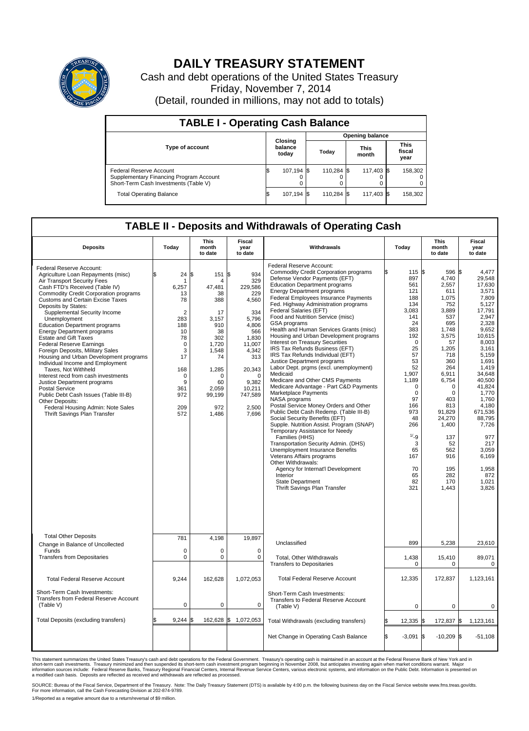# DAILY TREASURY STATEMENT

Cash and debt operations of the United States Treasury

Friday, November 7, 2014

(Detail, rounded in millions, may not add to totals)

## TABLE I - Operating Cash Balance

| Type of account | Closing balance today | Opening balance Today | Opening balance This month | Opening balance This fiscal year |
|---|---|---|---|---|
| Federal Reserve Account | $ 107,194 | $ 110,284 | $ 117,403 | $ 158,302 |
| Supplementary Financing Program Account | 0 | 0 | 0 | 0 |
| Short-Term Cash Investments (Table V) | 0 | 0 | 0 | 0 |
| Total Operating Balance | $ 107,194 | $ 110,284 | $ 117,403 | $ 158,302 |

## TABLE II - Deposits and Withdrawals of Operating Cash

| Deposits | Today | This month to date | Fiscal year to date |
|---|---|---|---|
| Federal Reserve Account: | | | |
| Agriculture Loan Repayments (misc) | $ 24 | $ 151 | $ 934 |
| Air Transport Security Fees | 1 | 4 | 329 |
| Cash FTD's Received (Table IV) | 6,257 | 47,481 | 229,586 |
| Commodity Credit Corporation programs | 13 | 38 | 229 |
| Customs and Certain Excise Taxes | 78 | 388 | 4,560 |
| Deposits by States: | | | |
| Supplemental Security Income | 2 | 17 | 334 |
| Unemployment | 283 | 3,157 | 5,796 |
| Education Department programs | 188 | 910 | 4,806 |
| Energy Department programs | 10 | 38 | 566 |
| Estate and Gift Taxes | 78 | 302 | 1,830 |
| Federal Reserve Earnings | 0 | 1,720 | 11,007 |
| Foreign Deposits, Military Sales | 3 | 1,548 | 4,342 |
| Housing and Urban Development programs | 17 | 74 | 313 |
| Individual Income and Employment Taxes, Not Withheld | 168 | 1,285 | 20,343 |
| Interest recd from cash investments | 0 | 0 | 0 |
| Justice Department programs | 9 | 60 | 9,382 |
| Postal Service | 361 | 2,059 | 10,211 |
| Public Debt Cash Issues (Table III-B) | 972 | 99,199 | 747,589 |
| Other Deposits: | | | |
| Federal Housing Admin: Note Sales | 209 | 972 | 2,500 |
| Thrift Savings Plan Transfer | 572 | 1,486 | 7,696 |
| Total Other Deposits | 781 | 4,198 | 19,897 |
| Change in Balance of Uncollected Funds | 0 | 0 | 0 |
| Transfers from Depositaries | 0 | 0 | 0 |
| Total Federal Reserve Account | 9,244 | 162,628 | 1,072,053 |
| Short-Term Cash Investments: Transfers from Federal Reserve Account (Table V) | 0 | 0 | 0 |
| Total Deposits (excluding transfers) | $ 9,244 | $ 162,628 | $ 1,072,053 |

| Withdrawals | Today | This month to date | Fiscal year to date |
|---|---|---|---|
| Federal Reserve Account: | | | |
| Commodity Credit Corporation programs | $ 115 | $ 596 | $ 4,477 |
| Defense Vendor Payments (EFT) | 897 | 4,740 | 29,548 |
| Education Department programs | 561 | 2,557 | 17,630 |
| Energy Department programs | 121 | 611 | 3,571 |
| Federal Employees Insurance Payments | 188 | 1,075 | 7,809 |
| Fed. Highway Administration programs | 134 | 752 | 5,127 |
| Federal Salaries (EFT) | 3,083 | 3,889 | 17,791 |
| Food and Nutrition Service (misc) | 141 | 537 | 2,947 |
| GSA programs | 24 | 695 | 2,328 |
| Health and Human Services Grants (misc) | 383 | 1,748 | 9,652 |
| Housing and Urban Development programs | 192 | 3,575 | 10,615 |
| Interest on Treasury Securities | 0 | 57 | 8,003 |
| IRS Tax Refunds Business (EFT) | 25 | 1,205 | 3,161 |
| IRS Tax Refunds Individual (EFT) | 57 | 718 | 5,159 |
| Justice Department programs | 53 | 360 | 1,691 |
| Labor Dept. prgms (excl. unemployment) | 52 | 264 | 1,419 |
| Medicaid | 1,907 | 6,911 | 34,648 |
| Medicare and Other CMS Payments | 1,189 | 6,754 | 40,500 |
| Medicare Advantage - Part C&D Payments | 0 | 0 | 41,824 |
| Marketplace Payments | 0 | 0 | 1,770 |
| NASA programs | 97 | 403 | 1,760 |
| Postal Service Money Orders and Other | 166 | 813 | 4,180 |
| Public Debt Cash Redemp. (Table III-B) | 973 | 91,829 | 671,536 |
| Social Security Benefits (EFT) | 48 | 24,270 | 88,795 |
| Supple. Nutrition Assist. Program (SNAP) | 266 | 1,400 | 7,726 |
| Temporary Assistance for Needy Families (HHS) | 1/ -9 | 137 | 977 |
| Transportation Security Admin. (DHS) | 3 | 52 | 217 |
| Unemployment Insurance Benefits | 65 | 562 | 3,059 |
| Veterans Affairs programs | 167 | 916 | 6,169 |
| Other Withdrawals: | | | |
| Agency for Internat'l Development | 70 | 195 | 1,958 |
| Interior | 65 | 282 | 872 |
| State Department | 82 | 170 | 1,021 |
| Thrift Savings Plan Transfer | 321 | 1,443 | 3,826 |
| Unclassified | 899 | 5,238 | 23,610 |
| Total, Other Withdrawals | 1,438 | 15,410 | 89,071 |
| Transfers to Depositaries | 0 | 0 | 0 |
| Total Federal Reserve Account | 12,335 | 172,837 | 1,123,161 |
| Short-Term Cash Investments: Transfers to Federal Reserve Account (Table V) | 0 | 0 | 0 |
| Total Withdrawals (excluding transfers) | $ 12,335 | $ 172,837 | $ 1,123,161 |
| Net Change in Operating Cash Balance | $ -3,091 | $ -10,209 | $ -51,108 |

This statement summarizes the United States Treasury's cash and debt operations for the Federal Government. Treasury's operating cash is maintained in an account at the Federal Reserve Bank of New York and in short-term cash investments. Treasury minimized and then suspended its short-term cash investment program beginning in November 2008, but anticipates investing again when market conditions warrant. Major information sources include: Federal Reserve Banks, Treasury Regional Financial Centers, Internal Revenue Service Centers, various electronic systems, and information on the Public Debt. Information is presented on a modified cash basis. Deposits are reflected as received and withdrawals are reflected as processed.

SOURCE: Bureau of the Fiscal Service, Department of the Treasury. Note: The Daily Treasury Statement (DTS) is available by 4:00 p.m. the following business day on the Fiscal Service website www.fms.treas.gov/dts. For more information, call the Cash Forecasting Division at 202-874-9789.

1/Reported as a negative amount due to a return/reversal of $9 million.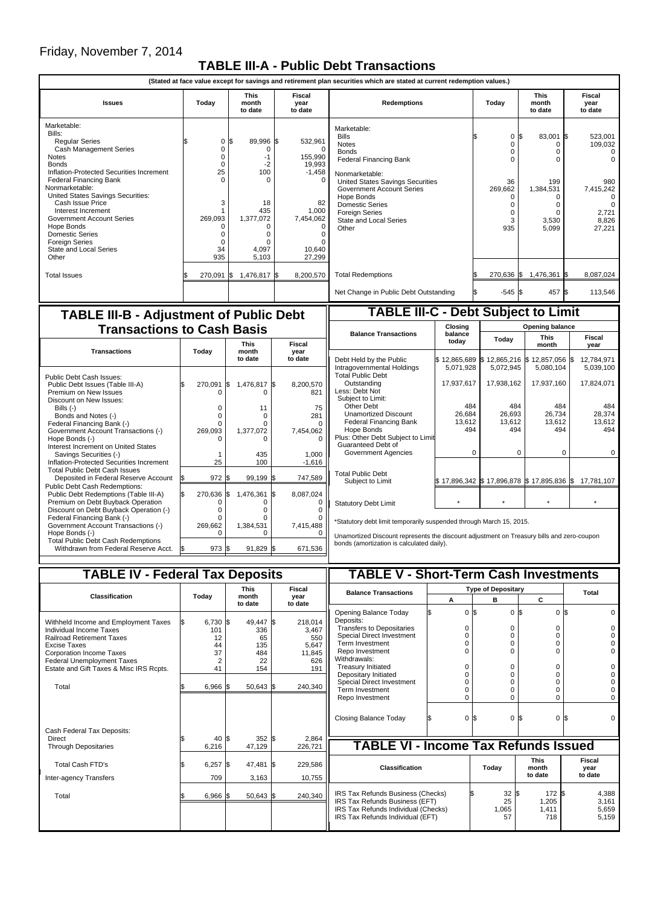Friday, November 7, 2014

# TABLE III-A - Public Debt Transactions

(Stated at face value except for savings and retirement plan securities which are stated at current redemption values.)

| Issues | Today | This month to date | Fiscal year to date |
|---|---|---|---|
| Marketable: | | | |
| Bills: | | | |
| Regular Series | $ 0 | $ 89,996 | $ 532,961 |
| Cash Management Series | 0 | 0 | 0 |
| Notes | 0 | -1 | 155,990 |
| Bonds | 0 | -2 | 19,993 |
| Inflation-Protected Securities Increment | 25 | 100 | -1,458 |
| Federal Financing Bank | 0 | 0 | 0 |
| Nonmarketable: | | | |
| United States Savings Securities: | | | |
| Cash Issue Price | 3 | 18 | 82 |
| Interest Increment | 1 | 435 | 1,000 |
| Government Account Series | 269,093 | 1,377,072 | 7,454,062 |
| Hope Bonds | 0 | 0 | 0 |
| Domestic Series | 0 | 0 | 0 |
| Foreign Series | 0 | 0 | 0 |
| State and Local Series | 34 | 4,097 | 10,640 |
| Other | 935 | 5,103 | 27,299 |
| Total Issues | $ 270,091 | $ 1,476,817 | $ 8,200,570 |

| Redemptions | Today | This month to date | Fiscal year to date |
|---|---|---|---|
| Marketable: | | | |
| Bills | $ 0 | $ 83,001 | $ 523,001 |
| Notes | 0 | 0 | 109,032 |
| Bonds | 0 | 0 | 0 |
| Federal Financing Bank | 0 | 0 | 0 |
| Nonmarketable: | | | |
| United States Savings Securities | 36 | 199 | 980 |
| Government Account Series | 269,662 | 1,384,531 | 7,415,242 |
| Hope Bonds | 0 | 0 | 0 |
| Domestic Series | 0 | 0 | 0 |
| Foreign Series | 0 | 0 | 2,721 |
| State and Local Series | 3 | 3,530 | 8,826 |
| Other | 935 | 5,099 | 27,221 |
| Total Redemptions | $ 270,636 | $ 1,476,361 | $ 8,087,024 |
| Net Change in Public Debt Outstanding | $ -545 | $ 457 | $ 113,546 |

# TABLE III-B - Adjustment of Public Debt Transactions to Cash Basis

| Transactions | Today | This month to date | Fiscal year to date |
|---|---|---|---|
| Public Debt Cash Issues: | | | |
| Public Debt Issues (Table III-A) | $ 270,091 | $ 1,476,817 | $ 8,200,570 |
| Premium on New Issues | 0 | 0 | 821 |
| Discount on New Issues: | | | |
| Bills (-) | 0 | 11 | 75 |
| Bonds and Notes (-) | 0 | 0 | 281 |
| Federal Financing Bank (-) | 0 | 0 | 0 |
| Government Account Transactions (-) | 269,093 | 1,377,072 | 7,454,062 |
| Hope Bonds (-) | 0 | 0 | 0 |
| Interest Increment on United States Savings Securities (-) | 1 | 435 | 1,000 |
| Inflation-Protected Securities Increment | 25 | 100 | -1,616 |
| Total Public Debt Cash Issues Deposited in Federal Reserve Account | $ 972 | $ 99,199 | $ 747,589 |
| Public Debt Cash Redemptions: | | | |
| Public Debt Redemptions (Table III-A) | $ 270,636 | $ 1,476,361 | $ 8,087,024 |
| Premium on Debt Buyback Operation | 0 | 0 | 0 |
| Discount on Debt Buyback Operation (-) | 0 | 0 | 0 |
| Federal Financing Bank (-) | 0 | 0 | 0 |
| Government Account Transactions (-) | 269,662 | 1,384,531 | 7,415,488 |
| Hope Bonds (-) | 0 | 0 | 0 |
| Total Public Debt Cash Redemptions Withdrawn from Federal Reserve Acct. | $ 973 | $ 91,829 | $ 671,536 |

# TABLE III-C - Debt Subject to Limit

| Balance Transactions | Closing balance today | Opening balance Today | Opening balance This month | Opening balance Fiscal year |
|---|---|---|---|---|
| Debt Held by the Public | $ 12,865,689 | $ 12,865,216 | $ 12,857,056 | $ 12,784,971 |
| Intragovernmental Holdings | 5,071,928 | 5,072,945 | 5,080,104 | 5,039,100 |
| Total Public Debt Outstanding | 17,937,617 | 17,938,162 | 17,937,160 | 17,824,071 |
| Less: Debt Not Subject to Limit: | | | | |
| Other Debt | 484 | 484 | 484 | 484 |
| Unamortized Discount | 26,684 | 26,693 | 26,734 | 28,374 |
| Federal Financing Bank | 13,612 | 13,612 | 13,612 | 13,612 |
| Hope Bonds | 494 | 494 | 494 | 494 |
| Plus: Other Debt Subject to Limit | | | | |
| Guaranteed Debt of Government Agencies | 0 | 0 | 0 | 0 |
| Total Public Debt Subject to Limit | $ 17,896,342 | $ 17,896,878 | $ 17,895,836 | $ 17,781,107 |
| Statutory Debt Limit | * | * | * | * |

*Statutory debt limit temporarily suspended through March 15, 2015.

Unamortized Discount represents the discount adjustment on Treasury bills and zero-coupon bonds (amortization is calculated daily).

# TABLE IV - Federal Tax Deposits

| Classification | Today | This month to date | Fiscal year to date |
|---|---|---|---|
| Withheld Income and Employment Taxes | $ 6,730 | $ 49,447 | $ 218,014 |
| Individual Income Taxes | 101 | 336 | 3,467 |
| Railroad Retirement Taxes | 12 | 65 | 550 |
| Excise Taxes | 44 | 135 | 5,647 |
| Corporation Income Taxes | 37 | 484 | 11,845 |
| Federal Unemployment Taxes | 2 | 22 | 626 |
| Estate and Gift Taxes & Misc IRS Rcpts. | 41 | 154 | 191 |
| Total | $ 6,966 | $ 50,643 | $ 240,340 |
| Cash Federal Tax Deposits: | | | |
| Direct | $ 40 | $ 352 | $ 2,864 |
| Through Depositaries | 6,216 | 47,129 | 226,721 |
| Total Cash FTD's | $ 6,257 | $ 47,481 | $ 229,586 |
| Inter-agency Transfers | 709 | 3,163 | 10,755 |
| Total | $ 6,966 | $ 50,643 | $ 240,340 |

# TABLE V - Short-Term Cash Investments

| Balance Transactions | Type of Depositary A | Type of Depositary B | Type of Depositary C | Total |
|---|---|---|---|---|
| Opening Balance Today | $ 0 | $ 0 | $ 0 | $ 0 |
| Deposits: | | | | |
| Transfers to Depositaries | 0 | 0 | 0 | 0 |
| Special Direct Investment | 0 | 0 | 0 | 0 |
| Term Investment | 0 | 0 | 0 | 0 |
| Repo Investment | 0 | 0 | 0 | 0 |
| Withdrawals: | | | | |
| Treasury Initiated | 0 | 0 | 0 | 0 |
| Depositary Initiated | 0 | 0 | 0 | 0 |
| Special Direct Investment | 0 | 0 | 0 | 0 |
| Term Investment | 0 | 0 | 0 | 0 |
| Repo Investment | 0 | 0 | 0 | 0 |
| Closing Balance Today | $ 0 | $ 0 | $ 0 | $ 0 |

# TABLE VI - Income Tax Refunds Issued

| Classification | Today | This month to date | Fiscal year to date |
|---|---|---|---|
| IRS Tax Refunds Business (Checks) | $ 32 | $ 172 | $ 4,388 |
| IRS Tax Refunds Business (EFT) | 25 | 1,205 | 3,161 |
| IRS Tax Refunds Individual (Checks) | 1,065 | 1,411 | 5,659 |
| IRS Tax Refunds Individual (EFT) | 57 | 718 | 5,159 |